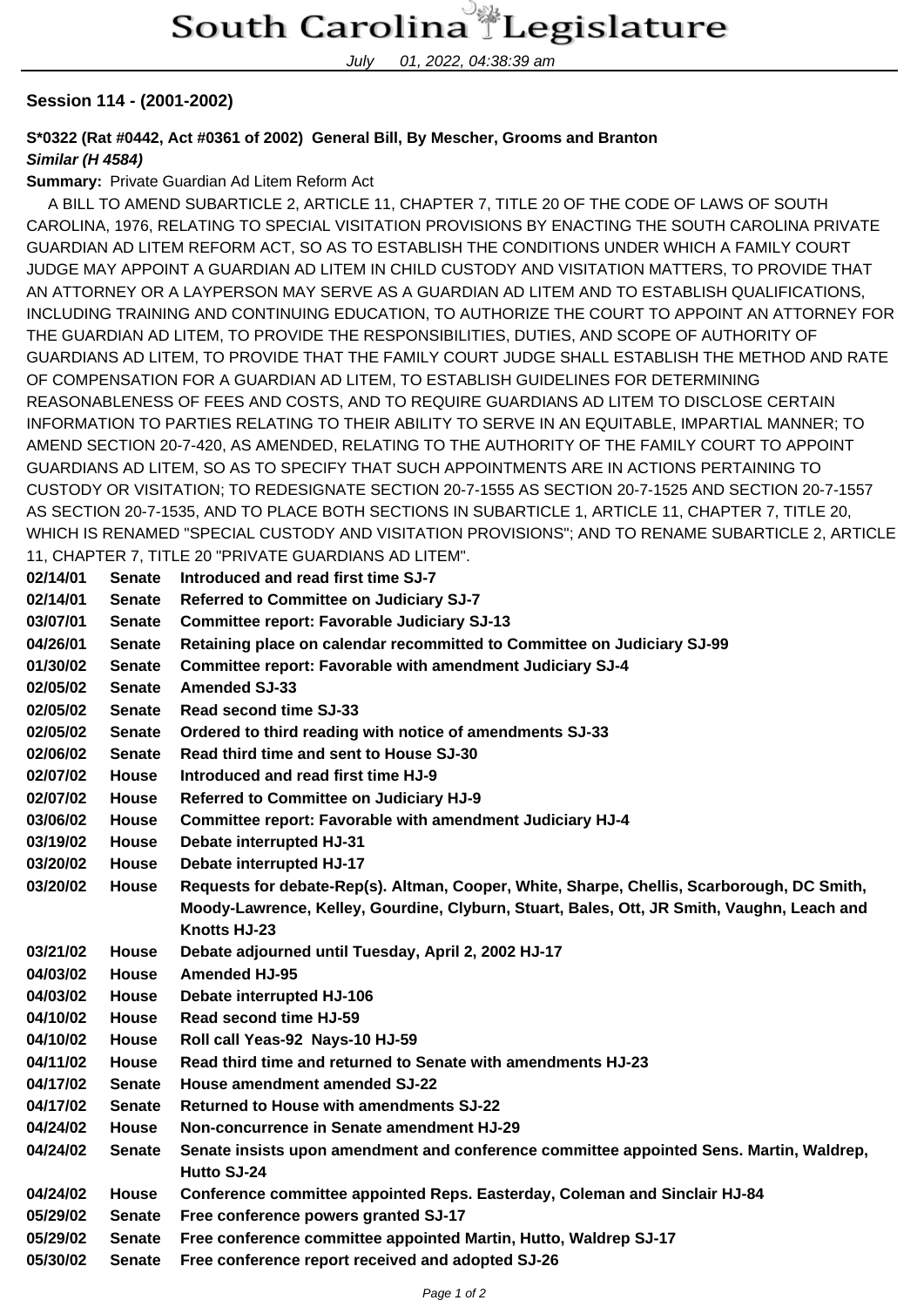# South Carolina Legislature

July 01, 2022, 04:38:39 am

**Session 114 - (2001-2002)**

**S*0322 (Rat #0442, Act #0361 of 2002) General Bill, By Mescher, Grooms and Branton**
***Similar (H 4584)***

**Summary:** Private Guardian Ad Litem Reform Act

A BILL TO AMEND SUBARTICLE 2, ARTICLE 11, CHAPTER 7, TITLE 20 OF THE CODE OF LAWS OF SOUTH CAROLINA, 1976, RELATING TO SPECIAL VISITATION PROVISIONS BY ENACTING THE SOUTH CAROLINA PRIVATE GUARDIAN AD LITEM REFORM ACT, SO AS TO ESTABLISH THE CONDITIONS UNDER WHICH A FAMILY COURT JUDGE MAY APPOINT A GUARDIAN AD LITEM IN CHILD CUSTODY AND VISITATION MATTERS, TO PROVIDE THAT AN ATTORNEY OR A LAYPERSON MAY SERVE AS A GUARDIAN AD LITEM AND TO ESTABLISH QUALIFICATIONS, INCLUDING TRAINING AND CONTINUING EDUCATION, TO AUTHORIZE THE COURT TO APPOINT AN ATTORNEY FOR THE GUARDIAN AD LITEM, TO PROVIDE THE RESPONSIBILITIES, DUTIES, AND SCOPE OF AUTHORITY OF GUARDIANS AD LITEM, TO PROVIDE THAT THE FAMILY COURT JUDGE SHALL ESTABLISH THE METHOD AND RATE OF COMPENSATION FOR A GUARDIAN AD LITEM, TO ESTABLISH GUIDELINES FOR DETERMINING REASONABLENESS OF FEES AND COSTS, AND TO REQUIRE GUARDIANS AD LITEM TO DISCLOSE CERTAIN INFORMATION TO PARTIES RELATING TO THEIR ABILITY TO SERVE IN AN EQUITABLE, IMPARTIAL MANNER; TO AMEND SECTION 20-7-420, AS AMENDED, RELATING TO THE AUTHORITY OF THE FAMILY COURT TO APPOINT GUARDIANS AD LITEM, SO AS TO SPECIFY THAT SUCH APPOINTMENTS ARE IN ACTIONS PERTAINING TO CUSTODY OR VISITATION; TO REDESIGNATE SECTION 20-7-1555 AS SECTION 20-7-1525 AND SECTION 20-7-1557 AS SECTION 20-7-1535, AND TO PLACE BOTH SECTIONS IN SUBARTICLE 1, ARTICLE 11, CHAPTER 7, TITLE 20, WHICH IS RENAMED "SPECIAL CUSTODY AND VISITATION PROVISIONS"; AND TO RENAME SUBARTICLE 2, ARTICLE 11, CHAPTER 7, TITLE 20 "PRIVATE GUARDIANS AD LITEM".

| | | |
|---|---|---|
| **02/14/01** | **Senate** | **Introduced and read first time SJ-7** |
| **02/14/01** | **Senate** | **Referred to Committee on Judiciary SJ-7** |
| **03/07/01** | **Senate** | **Committee report: Favorable Judiciary SJ-13** |
| **04/26/01** | **Senate** | **Retaining place on calendar recommitted to Committee on Judiciary SJ-99** |
| **01/30/02** | **Senate** | **Committee report: Favorable with amendment Judiciary SJ-4** |
| **02/05/02** | **Senate** | **Amended SJ-33** |
| **02/05/02** | **Senate** | **Read second time SJ-33** |
| **02/05/02** | **Senate** | **Ordered to third reading with notice of amendments SJ-33** |
| **02/06/02** | **Senate** | **Read third time and sent to House SJ-30** |
| **02/07/02** | **House** | **Introduced and read first time HJ-9** |
| **02/07/02** | **House** | **Referred to Committee on Judiciary HJ-9** |
| **03/06/02** | **House** | **Committee report: Favorable with amendment Judiciary HJ-4** |
| **03/19/02** | **House** | **Debate interrupted HJ-31** |
| **03/20/02** | **House** | **Debate interrupted HJ-17** |
| **03/20/02** | **House** | **Requests for debate-Rep(s). Altman, Cooper, White, Sharpe, Chellis, Scarborough, DC Smith, Moody-Lawrence, Kelley, Gourdine, Clyburn, Stuart, Bales, Ott, JR Smith, Vaughn, Leach and Knotts HJ-23** |
| **03/21/02** | **House** | **Debate adjourned until Tuesday, April 2, 2002 HJ-17** |
| **04/03/02** | **House** | **Amended HJ-95** |
| **04/03/02** | **House** | **Debate interrupted HJ-106** |
| **04/10/02** | **House** | **Read second time HJ-59** |
| **04/10/02** | **House** | **Roll call Yeas-92 Nays-10 HJ-59** |
| **04/11/02** | **House** | **Read third time and returned to Senate with amendments HJ-23** |
| **04/17/02** | **Senate** | **House amendment amended SJ-22** |
| **04/17/02** | **Senate** | **Returned to House with amendments SJ-22** |
| **04/24/02** | **House** | **Non-concurrence in Senate amendment HJ-29** |
| **04/24/02** | **Senate** | **Senate insists upon amendment and conference committee appointed Sens. Martin, Waldrep, Hutto SJ-24** |
| **04/24/02** | **House** | **Conference committee appointed Reps. Easterday, Coleman and Sinclair HJ-84** |
| **05/29/02** | **Senate** | **Free conference powers granted SJ-17** |
| **05/29/02** | **Senate** | **Free conference committee appointed Martin, Hutto, Waldrep SJ-17** |
| **05/30/02** | **Senate** | **Free conference report received and adopted SJ-26** |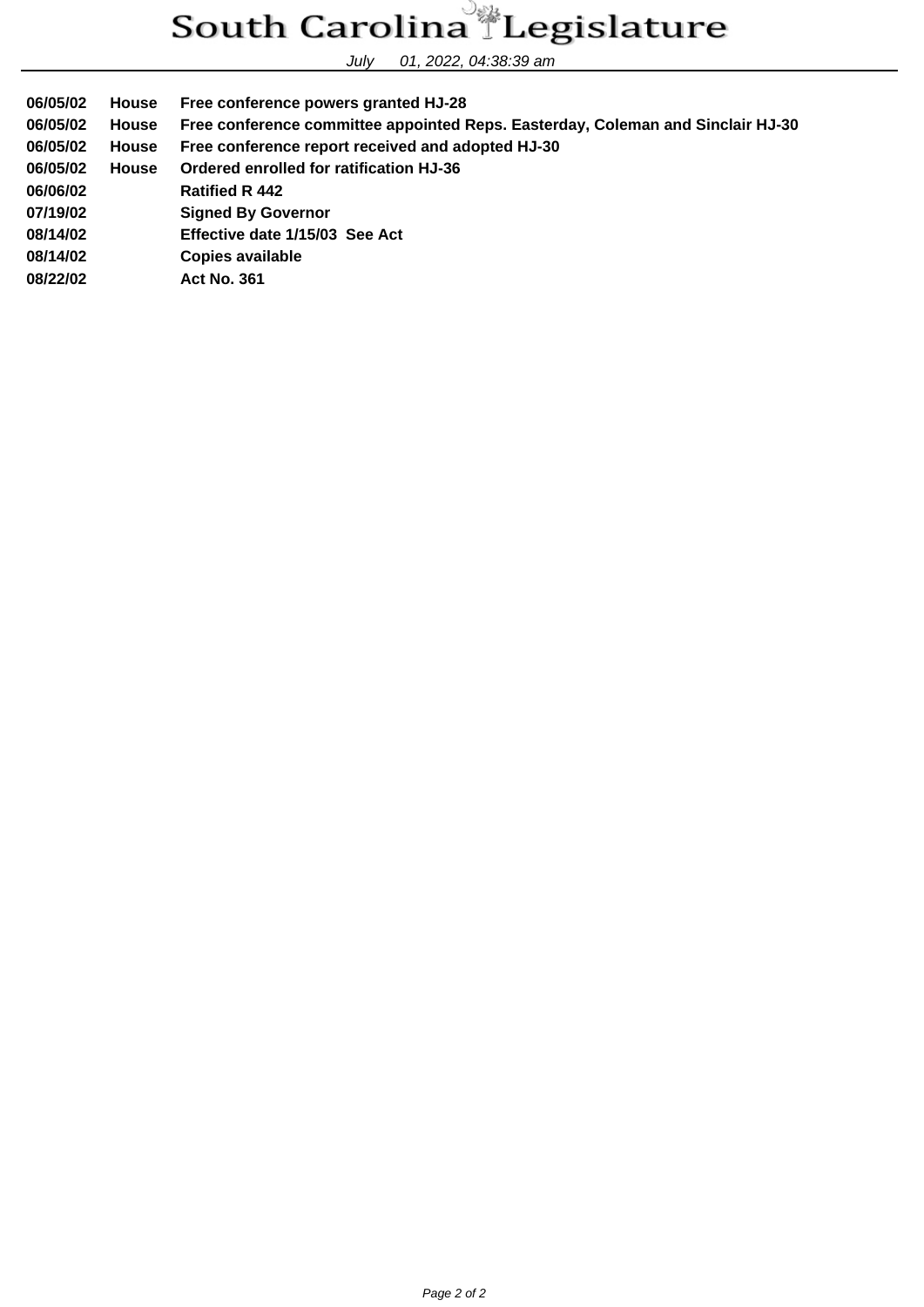| | | |
|---|---|---|
| 06/05/02 | House | Free conference powers granted HJ-28 |
| 06/05/02 | House | Free conference committee appointed Reps. Easterday, Coleman and Sinclair HJ-30 |
| 06/05/02 | House | Free conference report received and adopted HJ-30 |
| 06/05/02 | House | Ordered enrolled for ratification HJ-36 |
| 06/06/02 | | Ratified R 442 |
| 07/19/02 | | Signed By Governor |
| 08/14/02 | | Effective date 1/15/03 See Act |
| 08/14/02 | | Copies available |
| 08/22/02 | | Act No. 361 |